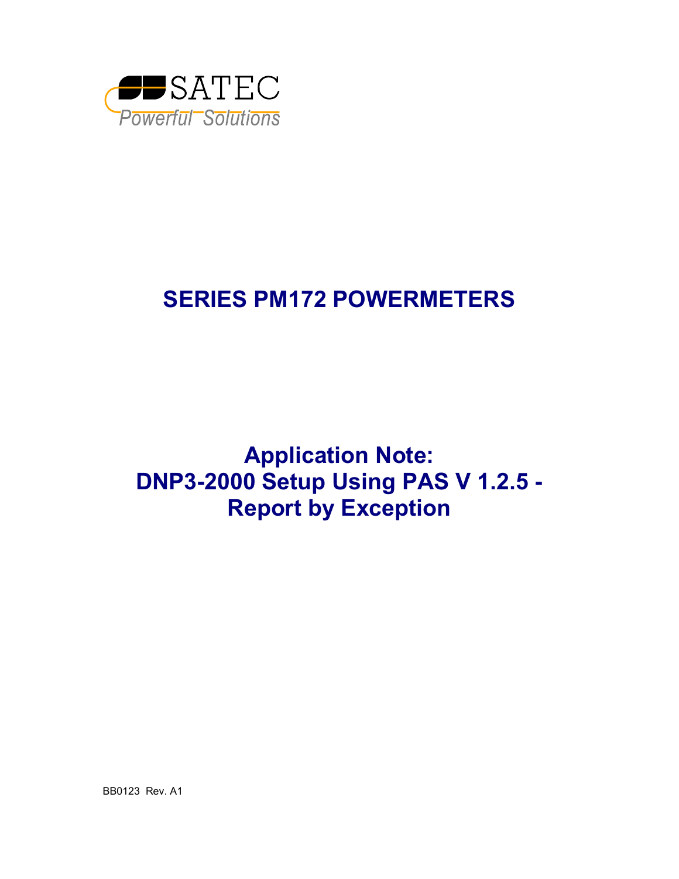SATEC

Powerful Solutions

# SERIES PM172 POWERMETERS

# Application Note: DNP3-2000 Setup Using PAS V 1.2.5 - Report by Exception

BB0123 Rev. A1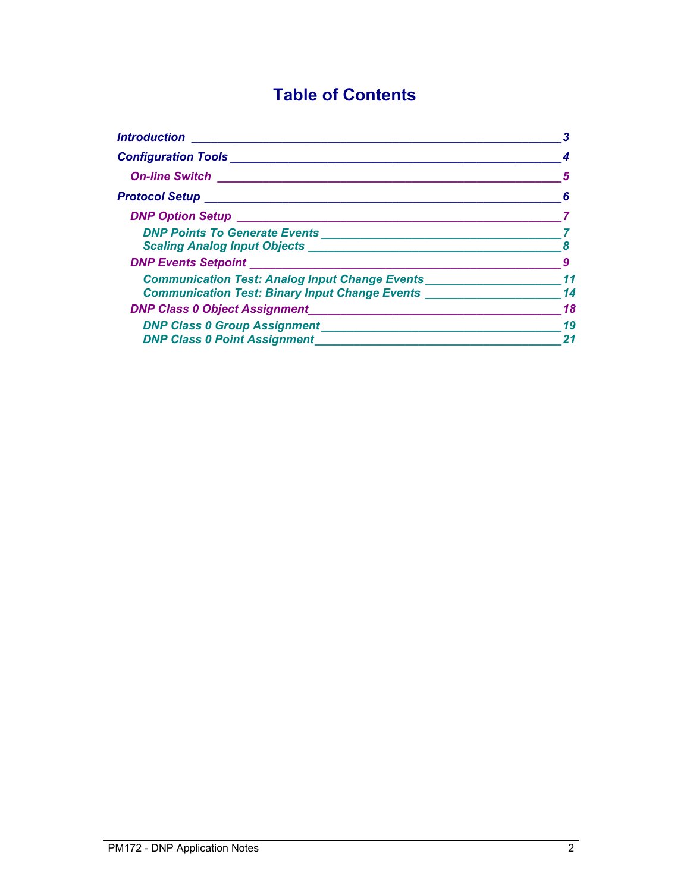# Table of Contents

*Introduction* ____ 3

*Configuration Tools* ____ 4

- *On-line Switch* ____ 5

*Protocol Setup* ____ 6

- *DNP Option Setup* ____ 7
  - *DNP Points To Generate Events* ____ 7
  - *Scaling Analog Input Objects* ____ 8
- *DNP Events Setpoint* ____ 9
  - *Communication Test: Analog Input Change Events* ____ 11
  - *Communication Test: Binary Input Change Events* ____ 14
- *DNP Class 0 Object Assignment* ____ 18
  - *DNP Class 0 Group Assignment* ____ 19
  - *DNP Class 0 Point Assignment* ____ 21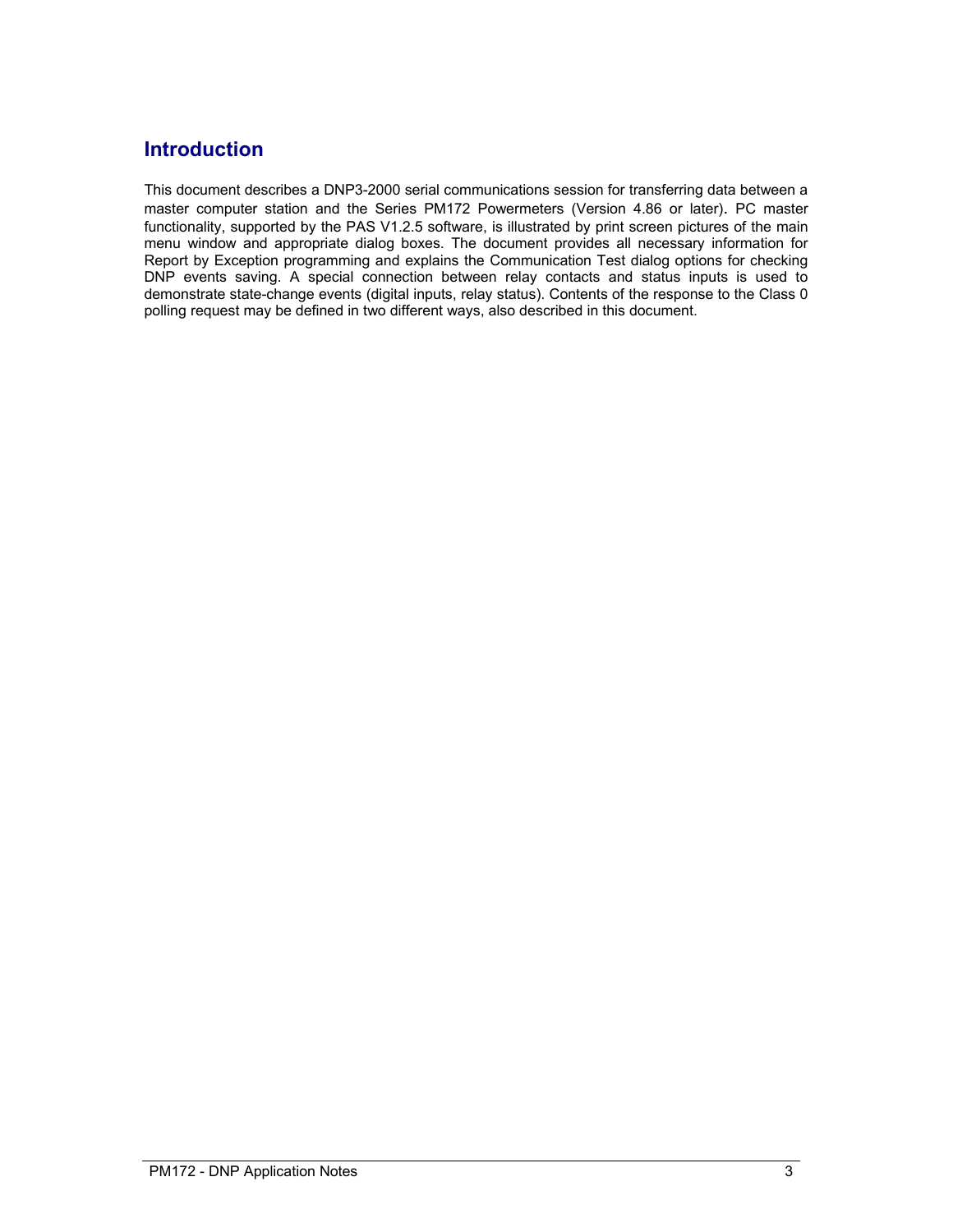# Introduction

This document describes a DNP3-2000 serial communications session for transferring data between a master computer station and the Series PM172 Powermeters (Version 4.86 or later). PC master functionality, supported by the PAS V1.2.5 software, is illustrated by print screen pictures of the main menu window and appropriate dialog boxes. The document provides all necessary information for Report by Exception programming and explains the Communication Test dialog options for checking DNP events saving. A special connection between relay contacts and status inputs is used to demonstrate state-change events (digital inputs, relay status). Contents of the response to the Class 0 polling request may be defined in two different ways, also described in this document.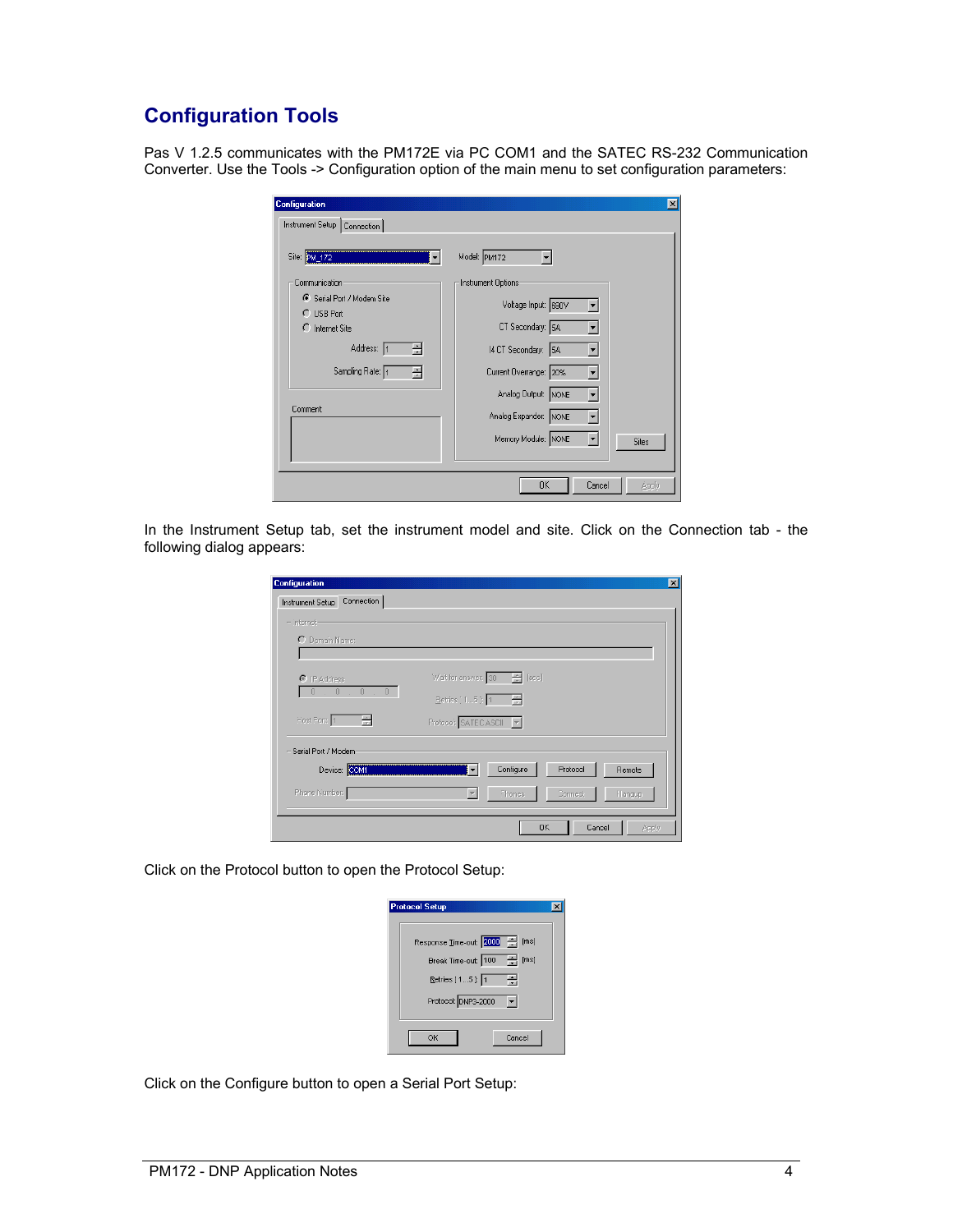# Configuration Tools

Pas V 1.2.5 communicates with the PM172E via PC COM1 and the SATEC RS-232 Communication Converter. Use the Tools -> Configuration option of the main menu to set configuration parameters:

In the Instrument Setup tab, set the instrument model and site. Click on the Connection tab - the following dialog appears:

Click on the Protocol button to open the Protocol Setup:

Click on the Configure button to open a Serial Port Setup: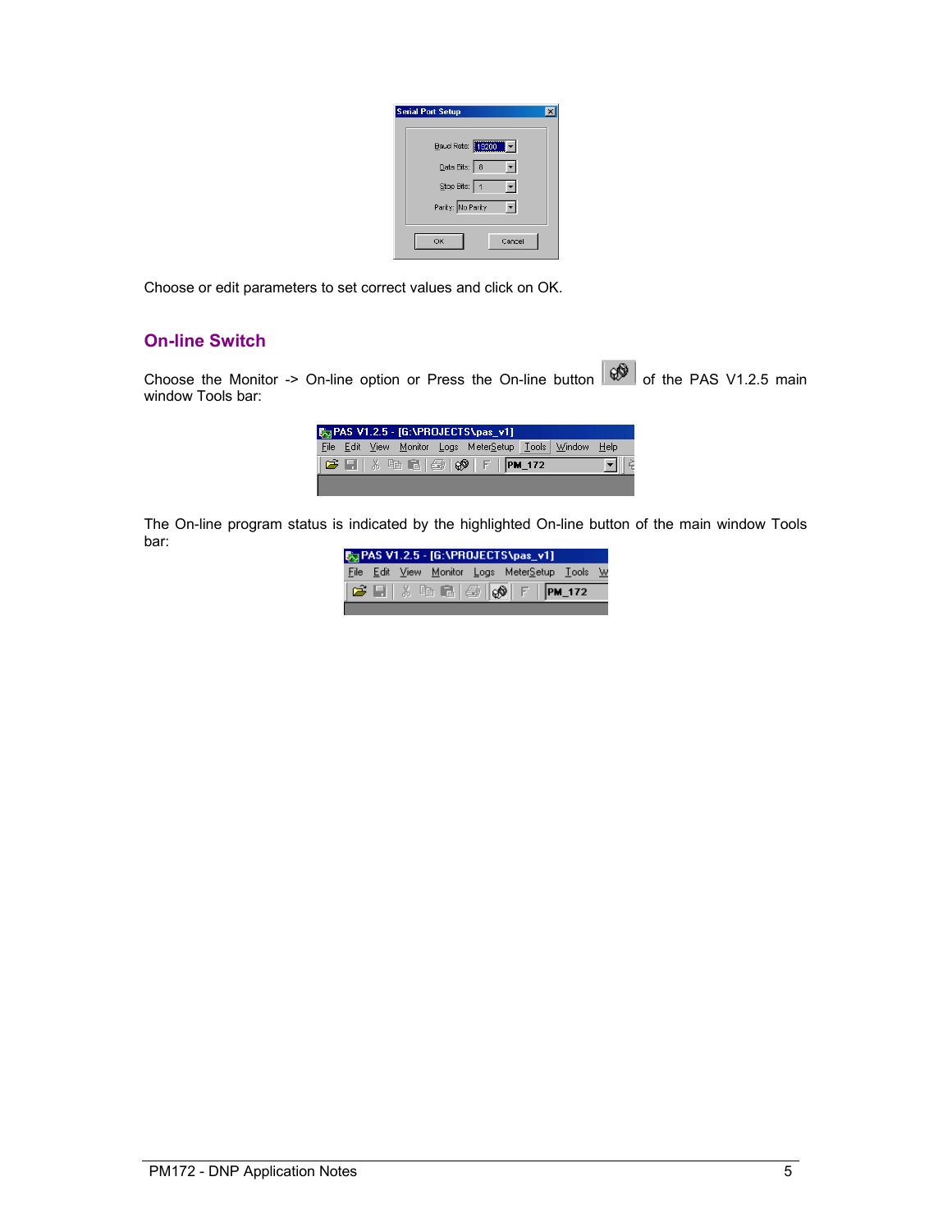Choose or edit parameters to set correct values and click on OK.

## On-line Switch

Choose the Monitor -> On-line option or Press the On-line button of the PAS V1.2.5 main window Tools bar:

The On-line program status is indicated by the highlighted On-line button of the main window Tools bar: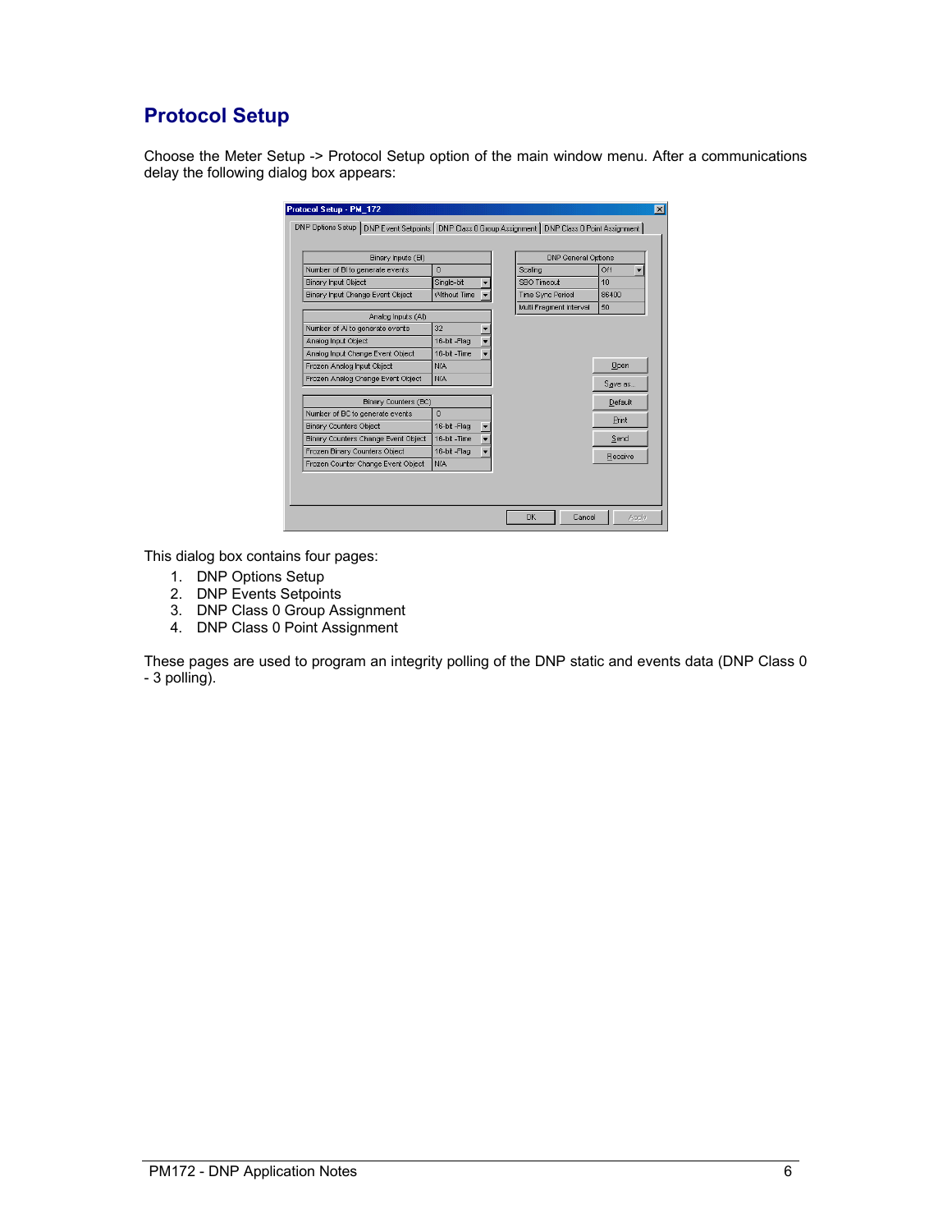## Protocol Setup

Choose the Meter Setup -> Protocol Setup option of the main window menu. After a communications delay the following dialog box appears:

This dialog box contains four pages:

1. DNP Options Setup
2. DNP Events Setpoints
3. DNP Class 0 Group Assignment
4. DNP Class 0 Point Assignment

These pages are used to program an integrity polling of the DNP static and events data (DNP Class 0 - 3 polling).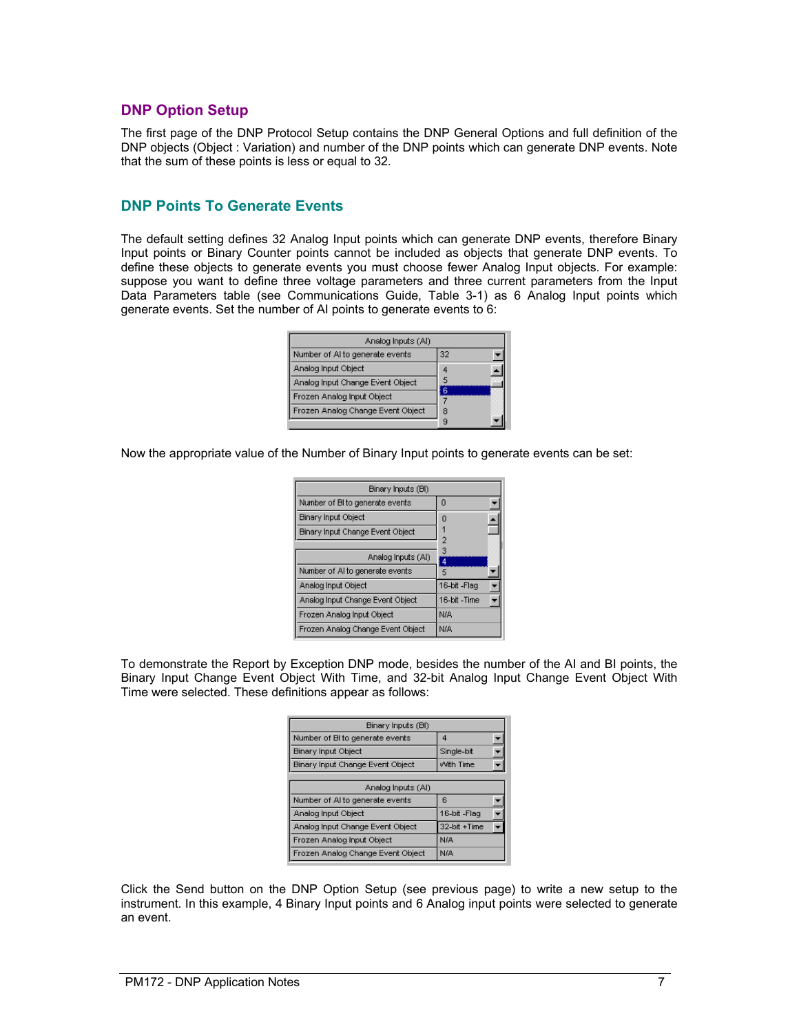## DNP Option Setup

The first page of the DNP Protocol Setup contains the DNP General Options and full definition of the DNP objects (Object : Variation) and number of the DNP points which can generate DNP events. Note that the sum of these points is less or equal to 32.

## DNP Points To Generate Events

The default setting defines 32 Analog Input points which can generate DNP events, therefore Binary Input points or Binary Counter points cannot be included as objects that generate DNP events. To define these objects to generate events you must choose fewer Analog Input objects. For example: suppose you want to define three voltage parameters and three current parameters from the Input Data Parameters table (see Communications Guide, Table 3-1) as 6 Analog Input points which generate events. Set the number of AI points to generate events to 6:

| Analog Inputs (AI) | |
|---|---|
| Number of AI to generate events | 32 |
| Analog Input Object | 4 |
| Analog Input Change Event Object | 5 |
| Frozen Analog Input Object | 6 |
| Frozen Analog Change Event Object | 7 |
| | 8 |
| | 9 |

Now the appropriate value of the Number of Binary Input points to generate events can be set:

| Binary Inputs (BI) | |
|---|---|
| Number of BI to generate events | 0 |
| Binary Input Object | 0 |
| Binary Input Change Event Object | 1 |
| | 2 |
| | 3 |
| **Analog Inputs (AI)** | 4 |
| Number of AI to generate events | 5 |
| Analog Input Object | 16-bit -Flag |
| Analog Input Change Event Object | 16-bit -Time |
| Frozen Analog Input Object | N/A |
| Frozen Analog Change Event Object | N/A |

To demonstrate the Report by Exception DNP mode, besides the number of the AI and BI points, the Binary Input Change Event Object With Time, and 32-bit Analog Input Change Event Object With Time were selected. These definitions appear as follows:

| Binary Inputs (BI) | |
|---|---|
| Number of BI to generate events | 4 |
| Binary Input Object | Single-bit |
| Binary Input Change Event Object | With Time |
| **Analog Inputs (AI)** | |
| Number of AI to generate events | 6 |
| Analog Input Object | 16-bit -Flag |
| Analog Input Change Event Object | 32-bit +Time |
| Frozen Analog Input Object | N/A |
| Frozen Analog Change Event Object | N/A |

Click the Send button on the DNP Option Setup (see previous page) to write a new setup to the instrument. In this example, 4 Binary Input points and 6 Analog input points were selected to generate an event.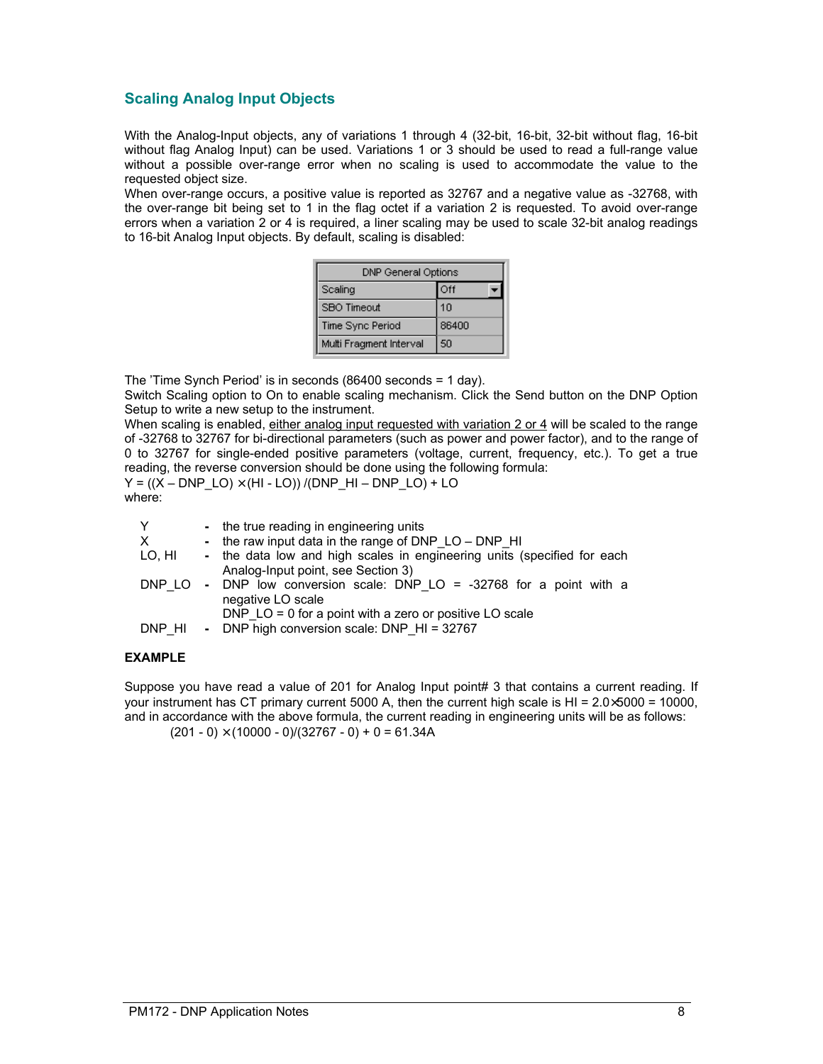## Scaling Analog Input Objects

With the Analog-Input objects, any of variations 1 through 4 (32-bit, 16-bit, 32-bit without flag, 16-bit without flag Analog Input) can be used. Variations 1 or 3 should be used to read a full-range value without a possible over-range error when no scaling is used to accommodate the value to the requested object size.

When over-range occurs, a positive value is reported as 32767 and a negative value as -32768, with the over-range bit being set to 1 in the flag octet if a variation 2 is requested. To avoid over-range errors when a variation 2 or 4 is required, a liner scaling may be used to scale 32-bit analog readings to 16-bit Analog Input objects. By default, scaling is disabled:

| DNP General Options | |
|---|---|
| Scaling | Off |
| SBO Timeout | 10 |
| Time Sync Period | 86400 |
| Multi Fragment Interval | 50 |

The 'Time Synch Period' is in seconds (86400 seconds = 1 day).

Switch Scaling option to On to enable scaling mechanism. Click the Send button on the DNP Option Setup to write a new setup to the instrument.

When scaling is enabled, either analog input requested with variation 2 or 4 will be scaled to the range of -32768 to 32767 for bi-directional parameters (such as power and power factor), and to the range of 0 to 32767 for single-ended positive parameters (voltage, current, frequency, etc.). To get a true reading, the reverse conversion should be done using the following formula:

$Y = ((X - DNP\_LO) \times (HI - LO)) / (DNP\_HI - DNP\_LO) + LO$

where:

- Y - the true reading in engineering units
- X - the raw input data in the range of DNP_LO – DNP_HI
- LO, HI - the data low and high scales in engineering units (specified for each Analog-Input point, see Section 3)
- DNP_LO - DNP low conversion scale: DNP_LO = -32768 for a point with a negative LO scale
  DNP_LO = 0 for a point with a zero or positive LO scale
- DNP_HI - DNP high conversion scale: DNP_HI = 32767

**EXAMPLE**

Suppose you have read a value of 201 for Analog Input point# 3 that contains a current reading. If your instrument has CT primary current 5000 A, then the current high scale is $HI = 2.0 \times 5000 = 10000$, and in accordance with the above formula, the current reading in engineering units will be as follows:

$$(201 - 0) \times (10000 - 0)/(32767 - 0) + 0 = 61.34A$$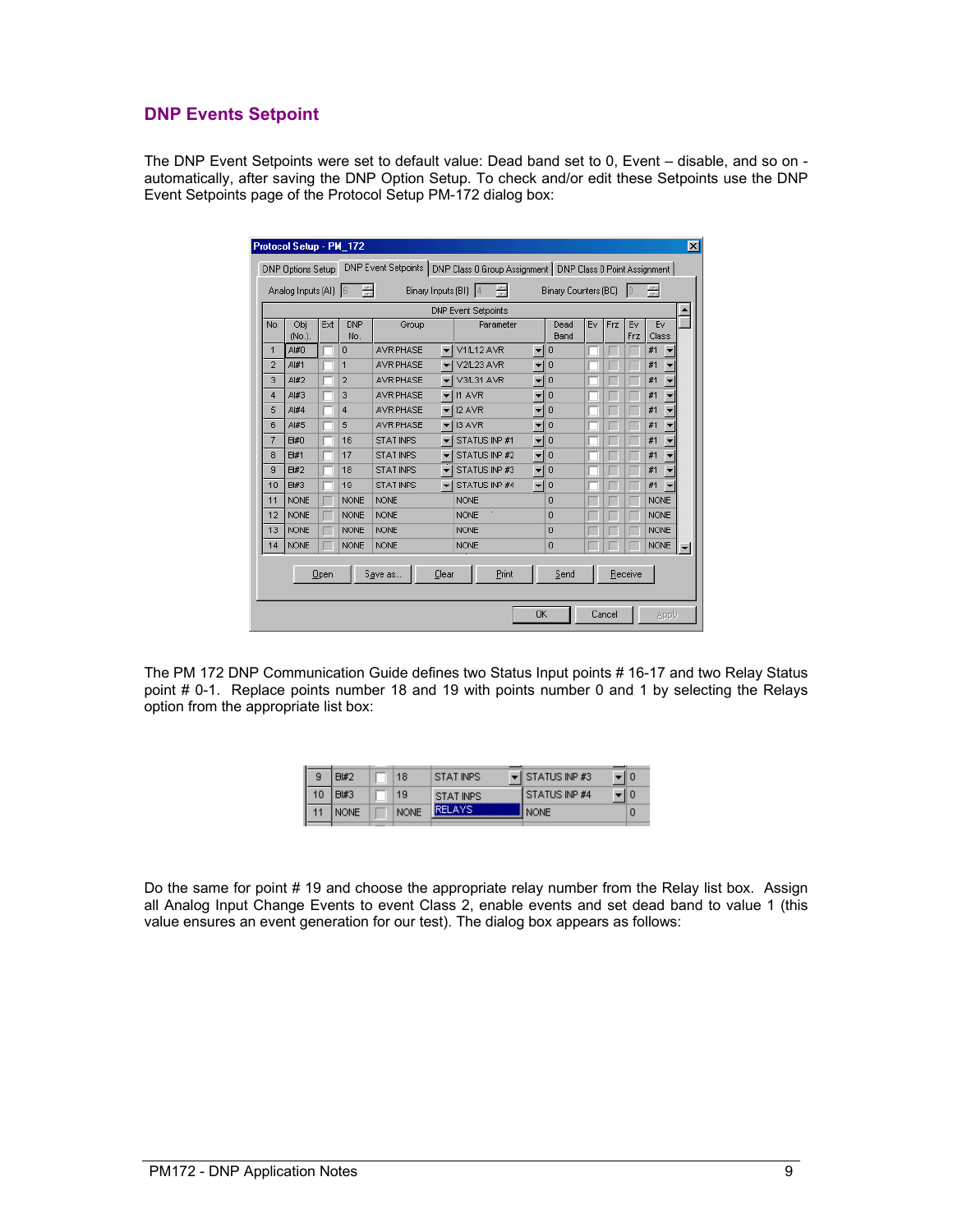## DNP Events Setpoint

The DNP Event Setpoints were set to default value: Dead band set to 0, Event – disable, and so on - automatically, after saving the DNP Option Setup. To check and/or edit these Setpoints use the DNP Event Setpoints page of the Protocol Setup PM-172 dialog box:

Protocol Setup - PM_172

DNP Options Setup | DNP Event Setpoints | DNP Class 0 Group Assignment | DNP Class 0 Point Assignment

Analog Inputs (AI) 6 Binary Inputs (BI) 4 Binary Counters (BC) 0

DNP Event Setpoints

| No. | Obj (No.) | Ext | DNP No. | Group | Parameter | Dead Band | Ev | Frz | Ev Frz | Ev Class |
|---|---|---|---|---|---|---|---|---|---|---|
| 1 | AI#0 | | 0 | AVR PHASE | V1/L12 AVR | 0 | | | | #1 |
| 2 | AI#1 | | 1 | AVR PHASE | V2/L23 AVR | 0 | | | | #1 |
| 3 | AI#2 | | 2 | AVR PHASE | V3/L31 AVR | 0 | | | | #1 |
| 4 | AI#3 | | 3 | AVR PHASE | I1 AVR | 0 | | | | #1 |
| 5 | AI#4 | | 4 | AVR PHASE | I2 AVR | 0 | | | | #1 |
| 6 | AI#5 | | 5 | AVR PHASE | I3 AVR | 0 | | | | #1 |
| 7 | BI#0 | | 16 | STAT INPS | STATUS INP #1 | 0 | | | | #1 |
| 8 | BI#1 | | 17 | STAT INPS | STATUS INP #2 | 0 | | | | #1 |
| 9 | BI#2 | | 18 | STAT INPS | STATUS INP #3 | 0 | | | | #1 |
| 10 | BI#3 | | 19 | STAT INPS | STATUS INP #4 | 0 | | | | #1 |
| 11 | NONE | | NONE | NONE | NONE | 0 | | | | NONE |
| 12 | NONE | | NONE | NONE | NONE | 0 | | | | NONE |
| 13 | NONE | | NONE | NONE | NONE | 0 | | | | NONE |
| 14 | NONE | | NONE | NONE | NONE | 0 | | | | NONE |

Open | Save as... | Clear | Print | Send | Receive

OK | Cancel | Apply

The PM 172 DNP Communication Guide defines two Status Input points # 16-17 and two Relay Status point # 0-1. Replace points number 18 and 19 with points number 0 and 1 by selecting the Relays option from the appropriate list box:

| | | | | | | |
|---|---|---|---|---|---|---|
| 9 | BI#2 | | 18 | STAT INPS | STATUS INP #3 | 0 |
| 10 | BI#3 | | 19 | STAT INPS / RELAYS | STATUS INP #4 | 0 |
| 11 | NONE | | NONE | | NONE | 0 |

Do the same for point # 19 and choose the appropriate relay number from the Relay list box. Assign all Analog Input Change Events to event Class 2, enable events and set dead band to value 1 (this value ensures an event generation for our test). The dialog box appears as follows: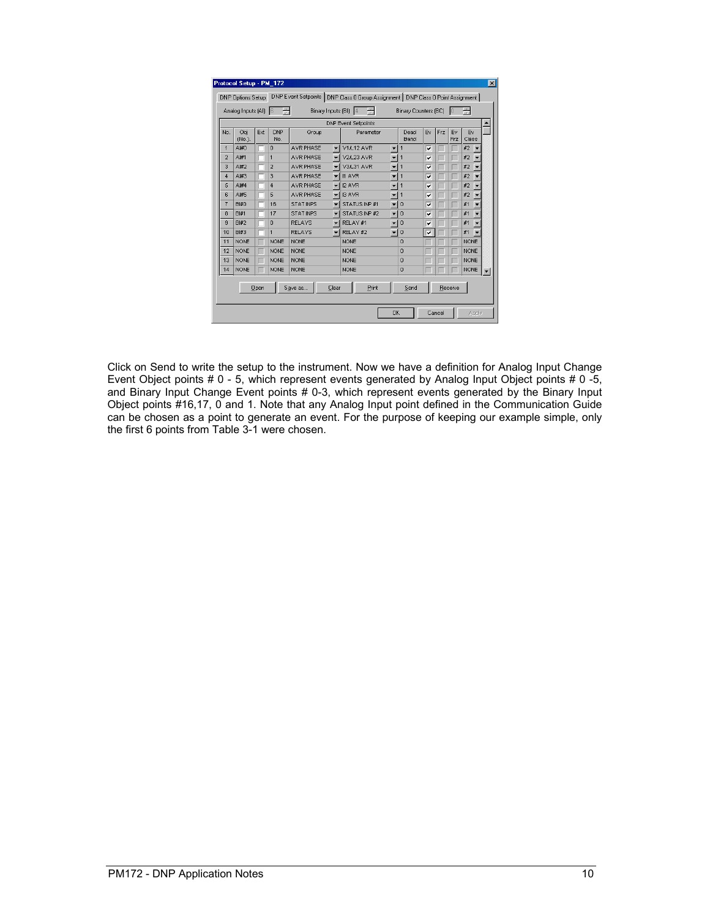Protocol Setup - PM_172

DNP Options Setup | DNP Event Setpoints | DNP Class 0 Group Assignment | DNP Class 0 Point Assignment

Analog Inputs (AI) 6    Binary Inputs (BI) 4    Binary Counters (BC) 0

DNP Event Setpoints

| No. | Obj (No.) | Ext | DNP No. | Group | Parameter | Dead Band | Ev | Frz | Ev Frz | Ev Class |
|---|---|---|---|---|---|---|---|---|---|---|
| 1 | AI#0 | ☐ | 0 | AVR PHASE | V1/L12 AVR | 1 | ☑ | ☐ | ☐ | #2 |
| 2 | AI#1 | ☐ | 1 | AVR PHASE | V2/L23 AVR | 1 | ☑ | ☐ | ☐ | #2 |
| 3 | AI#2 | ☐ | 2 | AVR PHASE | V3/L31 AVR | 1 | ☑ | ☐ | ☐ | #2 |
| 4 | AI#3 | ☐ | 3 | AVR PHASE | I1 AVR | 1 | ☑ | ☐ | ☐ | #2 |
| 5 | AI#4 | ☐ | 4 | AVR PHASE | I2 AVR | 1 | ☑ | ☐ | ☐ | #2 |
| 6 | AI#5 | ☐ | 5 | AVR PHASE | I3 AVR | 1 | ☑ | ☐ | ☐ | #2 |
| 7 | BI#0 | ☐ | 16 | STAT INPS | STATUS INP #1 | 0 | ☑ | ☐ | ☐ | #1 |
| 8 | BI#1 | ☐ | 17 | STAT INPS | STATUS INP #2 | 0 | ☑ | ☐ | ☐ | #1 |
| 9 | BI#2 | ☐ | 0 | RELAYS | RELAY #1 | 0 | ☑ | ☐ | ☐ | #1 |
| 10 | BI#3 | ☐ | 1 | RELAYS | RELAY #2 | 0 | ☑ | ☐ | ☐ | #1 |
| 11 | NONE | ☐ | NONE | NONE | NONE | 0 | ☐ | ☐ | ☐ | NONE |
| 12 | NONE | ☐ | NONE | NONE | NONE | 0 | ☐ | ☐ | ☐ | NONE |
| 13 | NONE | ☐ | NONE | NONE | NONE | 0 | ☐ | ☐ | ☐ | NONE |
| 14 | NONE | ☐ | NONE | NONE | NONE | 0 | ☐ | ☐ | ☐ | NONE |

Open | Save as... | Clear | Print | Send | Receive

OK | Cancel | Apply

Click on Send to write the setup to the instrument. Now we have a definition for Analog Input Change Event Object points # 0 - 5, which represent events generated by Analog Input Object points # 0 -5, and Binary Input Change Event points # 0-3, which represent events generated by the Binary Input Object points #16,17, 0 and 1. Note that any Analog Input point defined in the Communication Guide can be chosen as a point to generate an event. For the purpose of keeping our example simple, only the first 6 points from Table 3-1 were chosen.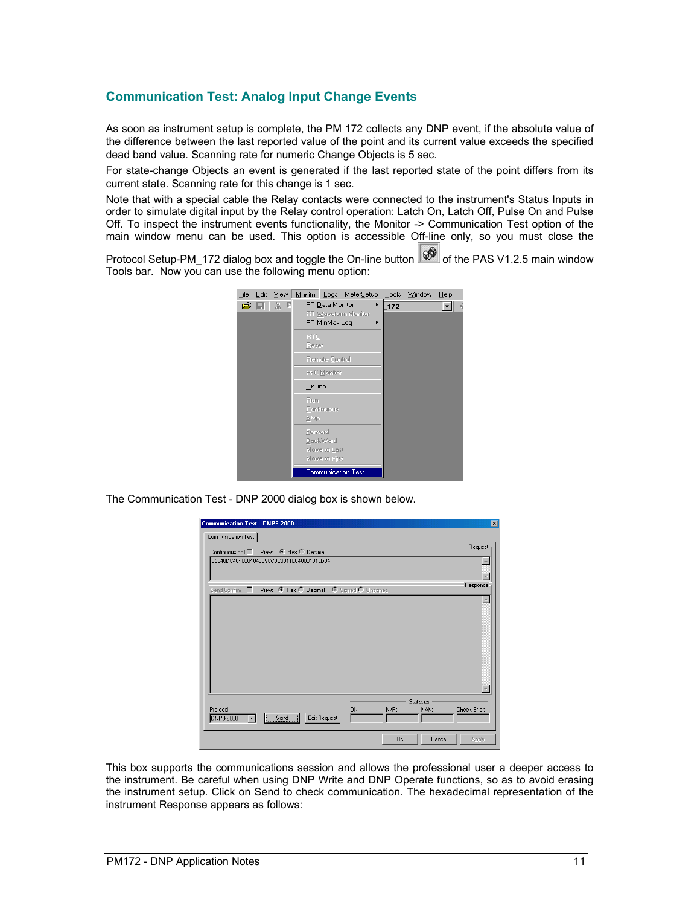## Communication Test: Analog Input Change Events

As soon as instrument setup is complete, the PM 172 collects any DNP event, if the absolute value of the difference between the last reported value of the point and its current value exceeds the specified dead band value. Scanning rate for numeric Change Objects is 5 sec.

For state-change Objects an event is generated if the last reported state of the point differs from its current state. Scanning rate for this change is 1 sec.

Note that with a special cable the Relay contacts were connected to the instrument's Status Inputs in order to simulate digital input by the Relay control operation: Latch On, Latch Off, Pulse On and Pulse Off. To inspect the instrument events functionality, the Monitor -> Communication Test option of the main window menu can be used. This option is accessible Off-line only, so you must close the Protocol Setup-PM_172 dialog box and toggle the On-line button of the PAS V1.2.5 main window Tools bar. Now you can use the following menu option:

The Communication Test - DNP 2000 dialog box is shown below.

This box supports the communications session and allows the professional user a deeper access to the instrument. Be careful when using DNP Write and DNP Operate functions, so as to avoid erasing the instrument setup. Click on Send to check communication. The hexadecimal representation of the instrument Response appears as follows: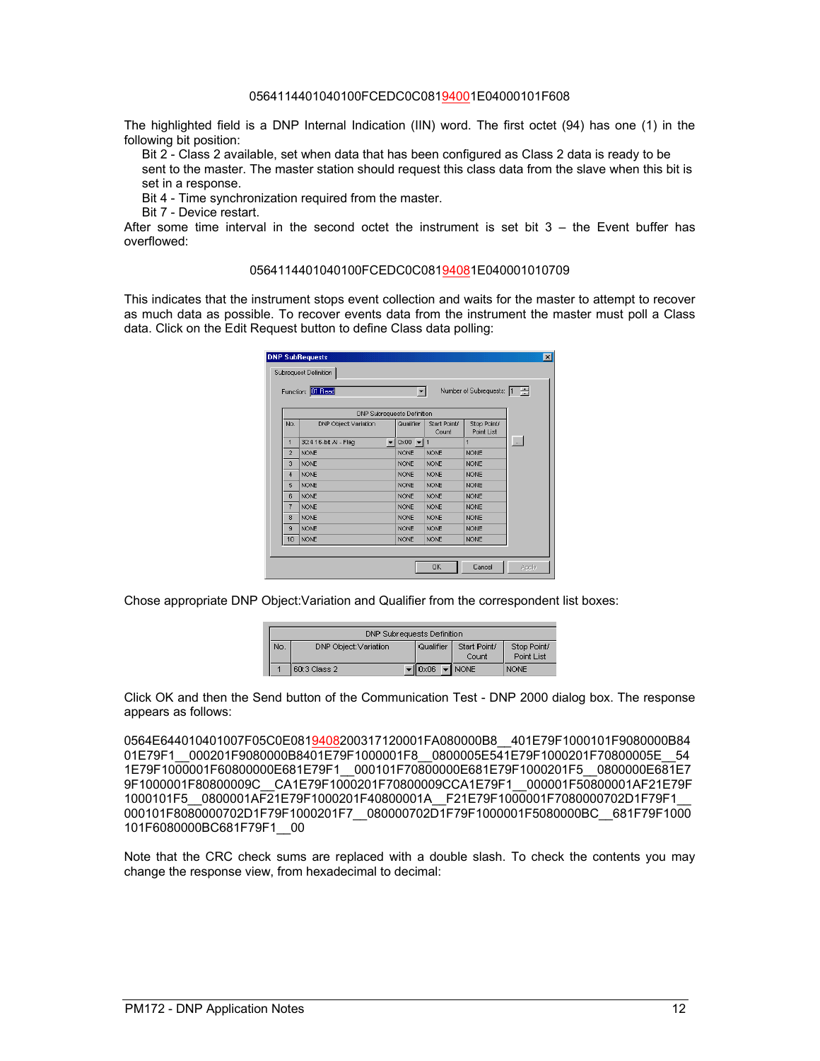0564114401040100FCEDC0C0819400 1E04000101F608

The highlighted field is a DNP Internal Indication (IIN) word. The first octet (94) has one (1) in the following bit position:

Bit 2 - Class 2 available, set when data that has been configured as Class 2 data is ready to be sent to the master. The master station should request this class data from the slave when this bit is set in a response.

Bit 4 - Time synchronization required from the master.

Bit 7 - Device restart.

After some time interval in the second octet the instrument is set bit 3 – the Event buffer has overflowed:

0564114401040100FCEDC0C0819408 1E040001010709

This indicates that the instrument stops event collection and waits for the master to attempt to recover as much data as possible. To recover events data from the instrument the master must poll a Class data. Click on the Edit Request button to define Class data polling:

DNP SubRequests

Subrequest Definition

Function: 01 Read

Number of Subrequests: 1

| DNP Subrequests Definition | | | | |
|---|---|---|---|---|
| No. | DNP Object:Variation | Qualifier | Start Point/ Count | Stop Point/ Point List |
| 1 | 30:4 16-bit AI - Flag | 0x00 | 1 | 1 |
| 2 | NONE | NONE | NONE | NONE |
| 3 | NONE | NONE | NONE | NONE |
| 4 | NONE | NONE | NONE | NONE |
| 5 | NONE | NONE | NONE | NONE |
| 6 | NONE | NONE | NONE | NONE |
| 7 | NONE | NONE | NONE | NONE |
| 8 | NONE | NONE | NONE | NONE |
| 9 | NONE | NONE | NONE | NONE |
| 10 | NONE | NONE | NONE | NONE |

OK Cancel Apply

Chose appropriate DNP Object:Variation and Qualifier from the correspondent list boxes:

| DNP Subrequests Definition | | | | |
|---|---|---|---|---|
| No. | DNP Object:Variation | Qualifier | Start Point/ Count | Stop Point/ Point List |
| 1 | 60:3 Class 2 | 0x06 | NONE | NONE |

Click OK and then the Send button of the Communication Test - DNP 2000 dialog box. The response appears as follows:

0564E644010401007F05C0E0819408200317120001FA080000B8__401E79F1000101F9080000B84 01E79F1__000201F9080000B8401E79F1000001F8__0800005E541E79F1000201F70800005E__54 1E79F1000001F60800000E681E79F1__000101F70800000E681E79F1000201F5__0800000E681E7 9F1000001F80800009C__CA1E79F1000201F70800009CCA1E79F1__000001F50800001AF21E79F 1000101F5__0800001AF21E79F1000201F40800001A__F21E79F1000001F7080000702D1F79F1__ 000101F8080000702D1F79F1000201F7__080000702D1F79F1000001F5080000BC__681F79F1000 101F6080000BC681F79F1__00

Note that the CRC check sums are replaced with a double slash. To check the contents you may change the response view, from hexadecimal to decimal: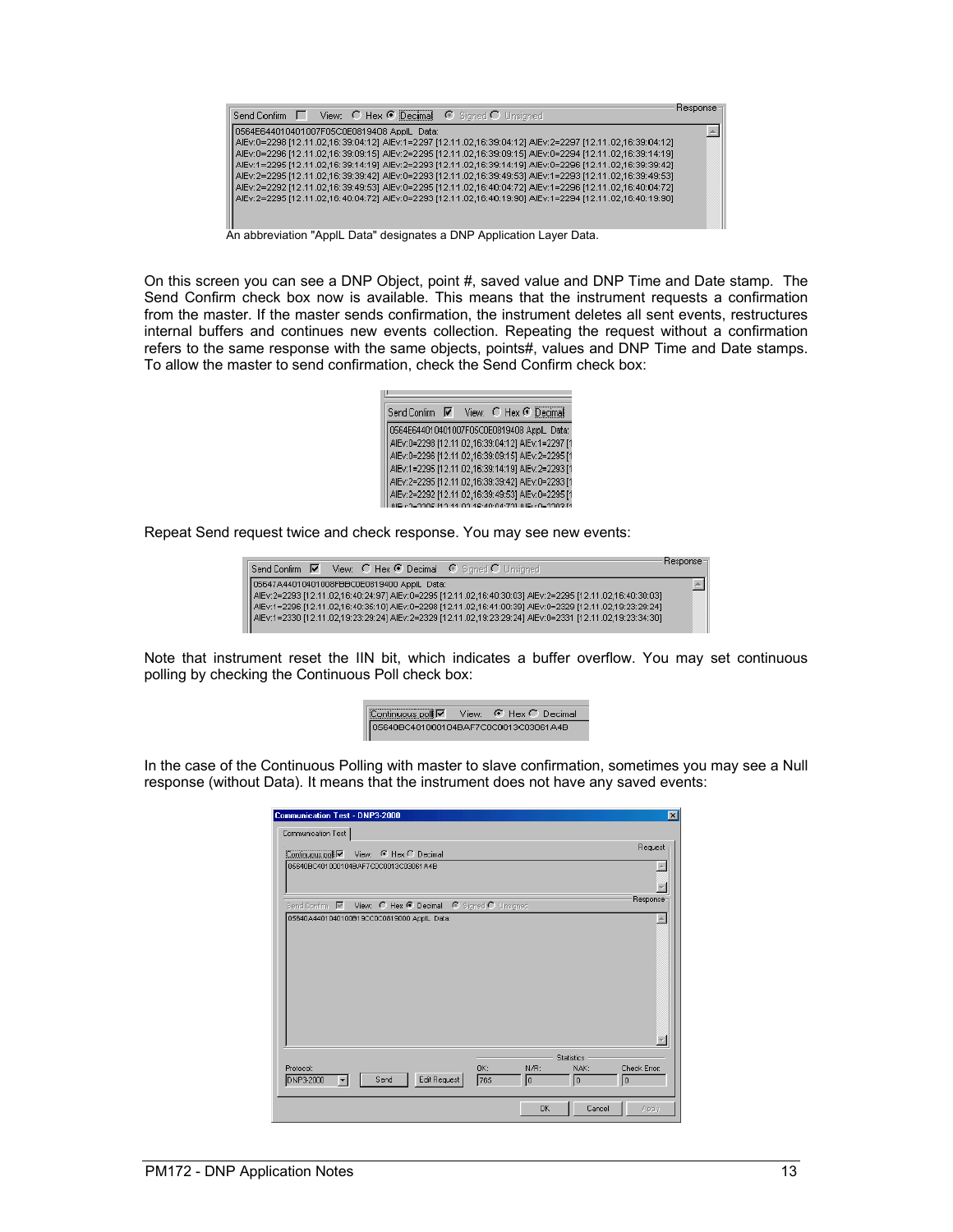An abbreviation "ApplL Data" designates a DNP Application Layer Data.

On this screen you can see a DNP Object, point #, saved value and DNP Time and Date stamp. The Send Confirm check box now is available. This means that the instrument requests a confirmation from the master. If the master sends confirmation, the instrument deletes all sent events, restructures internal buffers and continues new events collection. Repeating the request without a confirmation refers to the same response with the same objects, points#, values and DNP Time and Date stamps. To allow the master to send confirmation, check the Send Confirm check box:

Repeat Send request twice and check response. You may see new events:

Note that instrument reset the IIN bit, which indicates a buffer overflow. You may set continuous polling by checking the Continuous Poll check box:

In the case of the Continuous Polling with master to slave confirmation, sometimes you may see a Null response (without Data). It means that the instrument does not have any saved events: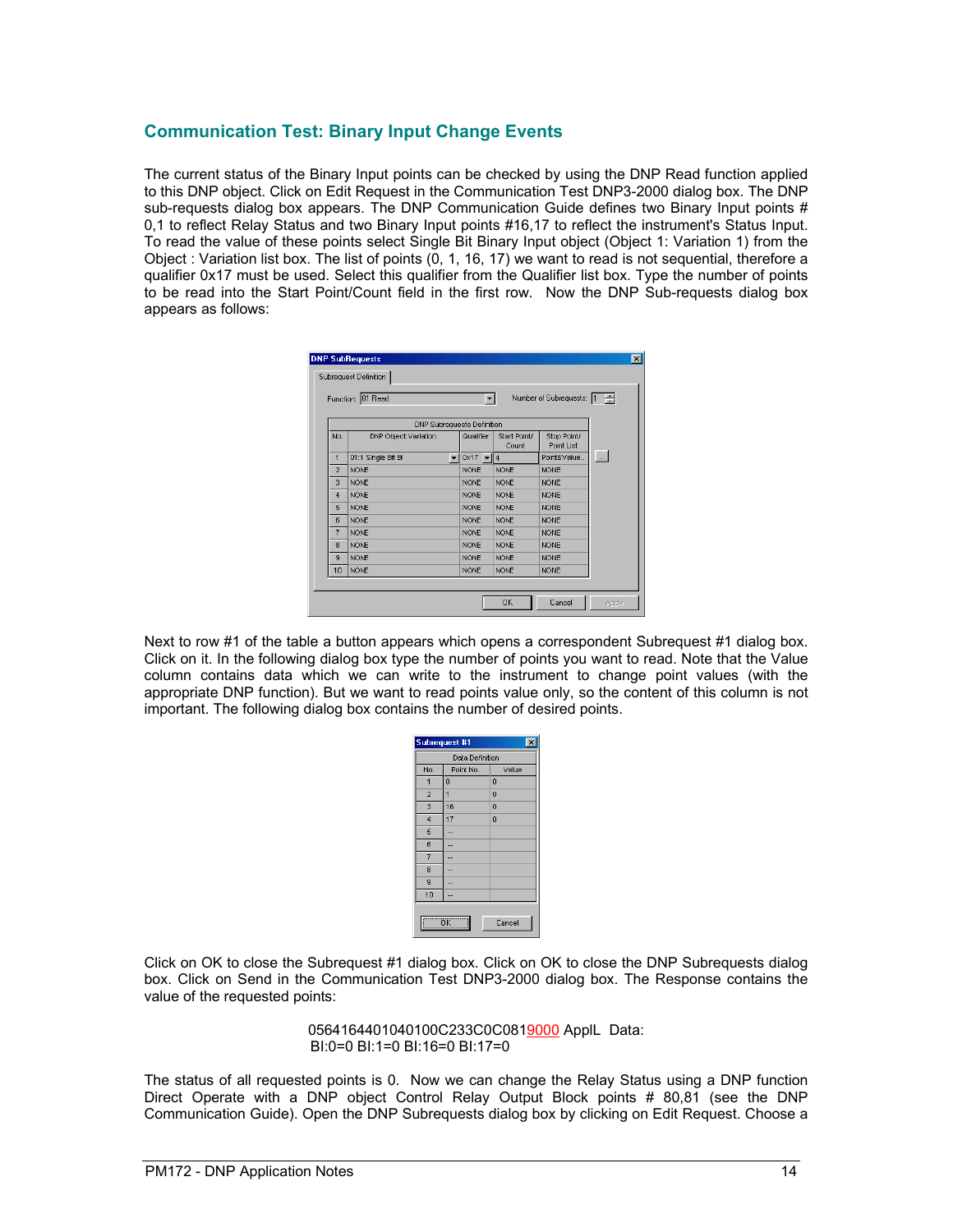## Communication Test: Binary Input Change Events

The current status of the Binary Input points can be checked by using the DNP Read function applied to this DNP object. Click on Edit Request in the Communication Test DNP3-2000 dialog box. The DNP sub-requests dialog box appears. The DNP Communication Guide defines two Binary Input points # 0,1 to reflect Relay Status and two Binary Input points #16,17 to reflect the instrument's Status Input. To read the value of these points select Single Bit Binary Input object (Object 1: Variation 1) from the Object : Variation list box. The list of points (0, 1, 16, 17) we want to read is not sequential, therefore a qualifier 0x17 must be used. Select this qualifier from the Qualifier list box. Type the number of points to be read into the Start Point/Count field in the first row. Now the DNP Sub-requests dialog box appears as follows:

**DNP SubRequests**

Subrequest Definition

Function: 01 Read — Number of Subrequests: 1

DNP Subrequests Definition

| No. | DNP Object Variation | Qualifier | Start Point/ Count | Stop Point/ Point List |
|---|---|---|---|---|
| 1 | 01:1 Single Bit BI | 0x17 | 4 | Points Value... |
| 2 | NONE | NONE | NONE | NONE |
| 3 | NONE | NONE | NONE | NONE |
| 4 | NONE | NONE | NONE | NONE |
| 5 | NONE | NONE | NONE | NONE |
| 6 | NONE | NONE | NONE | NONE |
| 7 | NONE | NONE | NONE | NONE |
| 8 | NONE | NONE | NONE | NONE |
| 9 | NONE | NONE | NONE | NONE |
| 10 | NONE | NONE | NONE | NONE |

OK — Cancel — Apply

Next to row #1 of the table a button appears which opens a correspondent Subrequest #1 dialog box. Click on it. In the following dialog box type the number of points you want to read. Note that the Value column contains data which we can write to the instrument to change point values (with the appropriate DNP function). But we want to read points value only, so the content of this column is not important. The following dialog box contains the number of desired points.

**Subrequest #1**

Data Definition

| No. | Point No | Value |
|---|---|---|
| 1 | 0 | 0 |
| 2 | 1 | 0 |
| 3 | 16 | 0 |
| 4 | 17 | 0 |
| 5 | -- | |
| 6 | -- | |
| 7 | -- | |
| 8 | -- | |
| 9 | -- | |
| 10 | -- | |

OK — Cancel

Click on OK to close the Subrequest #1 dialog box. Click on OK to close the DNP Subrequests dialog box. Click on Send in the Communication Test DNP3-2000 dialog box. The Response contains the value of the requested points:

0564164401040100C233C0C0819000 ApplL Data:
BI:0=0 BI:1=0 BI:16=0 BI:17=0

The status of all requested points is 0. Now we can change the Relay Status using a DNP function Direct Operate with a DNP object Control Relay Output Block points # 80,81 (see the DNP Communication Guide). Open the DNP Subrequests dialog box by clicking on Edit Request. Choose a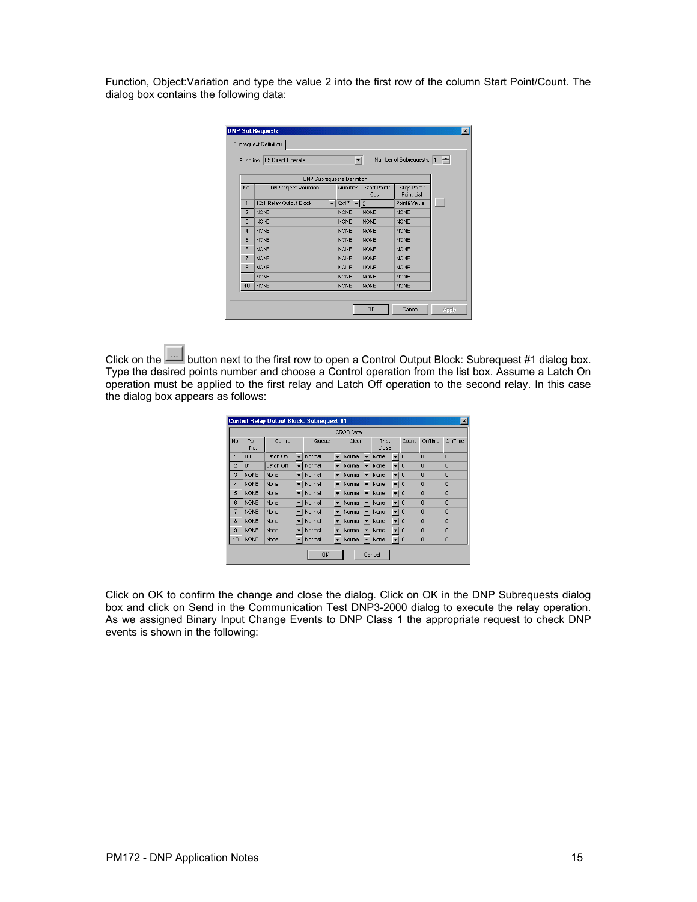Function, Object:Variation and type the value 2 into the first row of the column Start Point/Count. The dialog box contains the following data:

**DNP SubRequests**

Subrequest Definition

Function: 05 Direct Operate    Number of Subrequests: 1

DNP Subrequests Definition

| No. | DNP Object Variation | Qualifier | Start Point/ Count | Stop Point/ Point List |
|---|---|---|---|---|
| 1 | 12:1 Relay Output Block | 0x17 | 2 | Points Value... |
| 2 | NONE | NONE | NONE | NONE |
| 3 | NONE | NONE | NONE | NONE |
| 4 | NONE | NONE | NONE | NONE |
| 5 | NONE | NONE | NONE | NONE |
| 6 | NONE | NONE | NONE | NONE |
| 7 | NONE | NONE | NONE | NONE |
| 8 | NONE | NONE | NONE | NONE |
| 9 | NONE | NONE | NONE | NONE |
| 10 | NONE | NONE | NONE | NONE |

OK   Cancel   Apply

Click on the ... button next to the first row to open a Control Output Block: Subrequest #1 dialog box. Type the desired points number and choose a Control operation from the list box. Assume a Latch On operation must be applied to the first relay and Latch Off operation to the second relay. In this case the dialog box appears as follows:

**Control Relay Output Block: Subrequest #1**

CROB Data

| No. | Point No. | Control | Queue | Clear | Trip/ Close | Count | OnTime | OffTime |
|---|---|---|---|---|---|---|---|---|
| 1 | 80 | Latch On | Normal | Normal | None | 0 | 0 | 0 |
| 2 | 81 | Latch Off | Normal | Normal | None | 0 | 0 | 0 |
| 3 | NONE | None | Normal | Normal | None | 0 | 0 | 0 |
| 4 | NONE | None | Normal | Normal | None | 0 | 0 | 0 |
| 5 | NONE | None | Normal | Normal | None | 0 | 0 | 0 |
| 6 | NONE | None | Normal | Normal | None | 0 | 0 | 0 |
| 7 | NONE | None | Normal | Normal | None | 0 | 0 | 0 |
| 8 | NONE | None | Normal | Normal | None | 0 | 0 | 0 |
| 9 | NONE | None | Normal | Normal | None | 0 | 0 | 0 |
| 10 | NONE | None | Normal | Normal | None | 0 | 0 | 0 |

OK   Cancel

Click on OK to confirm the change and close the dialog. Click on OK in the DNP Subrequests dialog box and click on Send in the Communication Test DNP3-2000 dialog to execute the relay operation. As we assigned Binary Input Change Events to DNP Class 1 the appropriate request to check DNP events is shown in the following: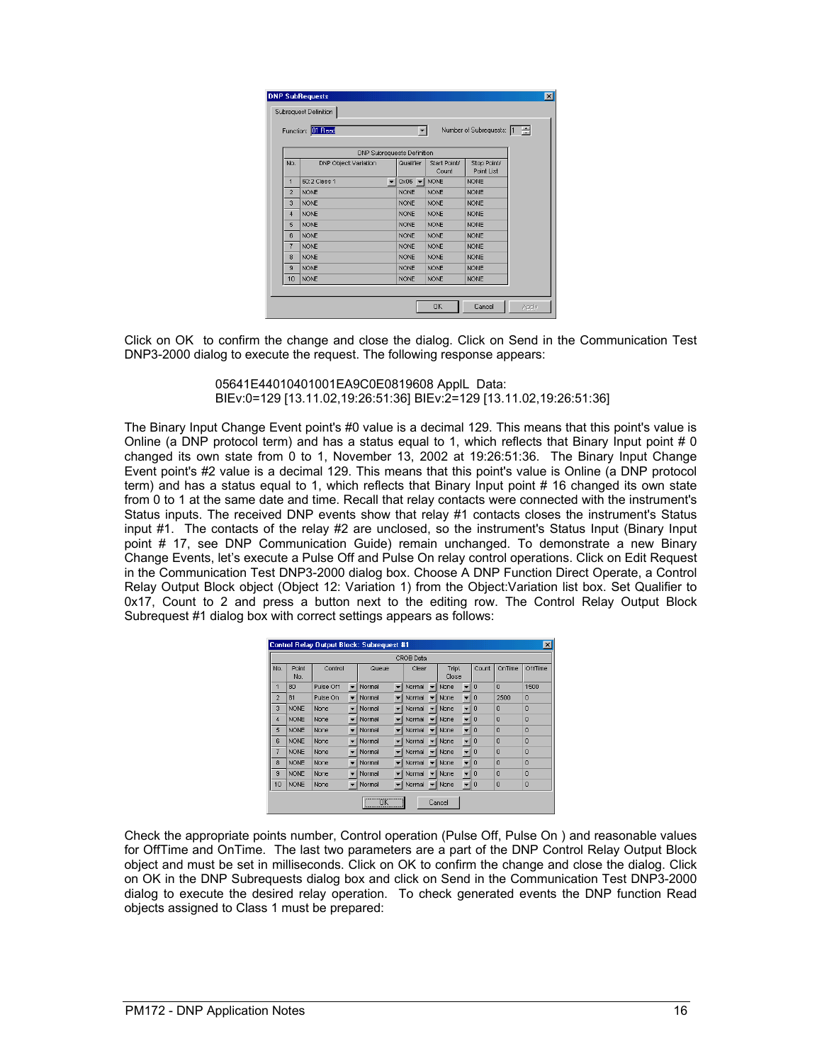**DNP SubRequests**

Subrequest Definition

Function: 01 Read | Number of Subrequests: 1

DNP Subrequests Definition

| No. | DNP Object Variation | Qualifier | Start Point/ Count | Stop Point/ Point List |
|---|---|---|---|---|
| 1 | 60:2 Class 1 | 0x06 | NONE | NONE |
| 2 | NONE | NONE | NONE | NONE |
| 3 | NONE | NONE | NONE | NONE |
| 4 | NONE | NONE | NONE | NONE |
| 5 | NONE | NONE | NONE | NONE |
| 6 | NONE | NONE | NONE | NONE |
| 7 | NONE | NONE | NONE | NONE |
| 8 | NONE | NONE | NONE | NONE |
| 9 | NONE | NONE | NONE | NONE |
| 10 | NONE | NONE | NONE | NONE |

OK Cancel Apply

Click on OK to confirm the change and close the dialog. Click on Send in the Communication Test DNP3-2000 dialog to execute the request. The following response appears:

05641E44010401001EA9C0E0819608 ApplL Data:
BIEv:0=129 [13.11.02,19:26:51:36] BIEv:2=129 [13.11.02,19:26:51:36]

The Binary Input Change Event point's #0 value is a decimal 129. This means that this point's value is Online (a DNP protocol term) and has a status equal to 1, which reflects that Binary Input point # 0 changed its own state from 0 to 1, November 13, 2002 at 19:26:51:36. The Binary Input Change Event point's #2 value is a decimal 129. This means that this point's value is Online (a DNP protocol term) and has a status equal to 1, which reflects that Binary Input point # 16 changed its own state from 0 to 1 at the same date and time. Recall that relay contacts were connected with the instrument's Status inputs. The received DNP events show that relay #1 contacts closes the instrument's Status input #1. The contacts of the relay #2 are unclosed, so the instrument's Status Input (Binary Input point # 17, see DNP Communication Guide) remain unchanged. To demonstrate a new Binary Change Events, let's execute a Pulse Off and Pulse On relay control operations. Click on Edit Request in the Communication Test DNP3-2000 dialog box. Choose A DNP Function Direct Operate, a Control Relay Output Block object (Object 12: Variation 1) from the Object:Variation list box. Set Qualifier to 0x17, Count to 2 and press a button next to the editing row. The Control Relay Output Block Subrequest #1 dialog box with correct settings appears as follows:

**Control Relay Output Block: Subrequest #1**

CROB Data

| No. | Point No. | Control | Queue | Clear | Trip\Close | Count | OnTime | OffTime |
|---|---|---|---|---|---|---|---|---|
| 1 | 80 | Pulse Off | Normal | Normal | None | 0 | 0 | 1500 |
| 2 | 81 | Pulse On | Normal | Normal | None | 0 | 2500 | 0 |
| 3 | NONE | None | Normal | Normal | None | 0 | 0 | 0 |
| 4 | NONE | None | Normal | Normal | None | 0 | 0 | 0 |
| 5 | NONE | None | Normal | Normal | None | 0 | 0 | 0 |
| 6 | NONE | None | Normal | Normal | None | 0 | 0 | 0 |
| 7 | NONE | None | Normal | Normal | None | 0 | 0 | 0 |
| 8 | NONE | None | Normal | Normal | None | 0 | 0 | 0 |
| 9 | NONE | None | Normal | Normal | None | 0 | 0 | 0 |
| 10 | NONE | None | Normal | Normal | None | 0 | 0 | 0 |

OK Cancel

Check the appropriate points number, Control operation (Pulse Off, Pulse On ) and reasonable values for OffTime and OnTime. The last two parameters are a part of the DNP Control Relay Output Block object and must be set in milliseconds. Click on OK to confirm the change and close the dialog. Click on OK in the DNP Subrequests dialog box and click on Send in the Communication Test DNP3-2000 dialog to execute the desired relay operation. To check generated events the DNP function Read objects assigned to Class 1 must be prepared: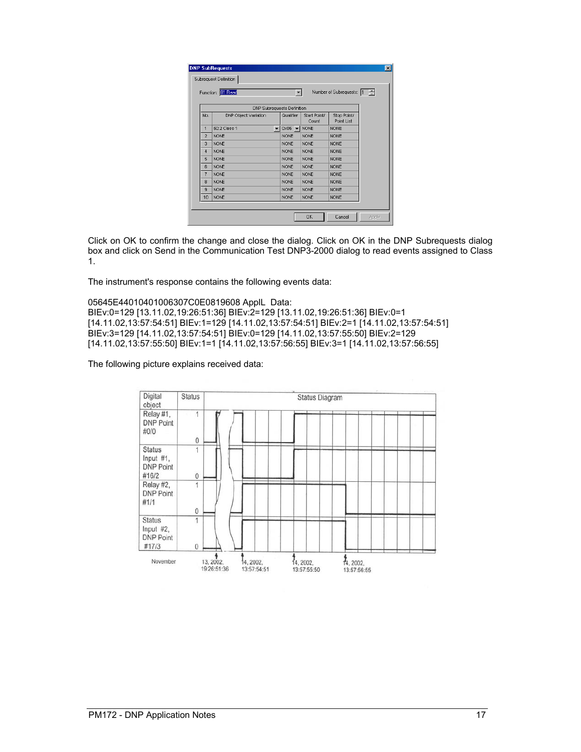DNP SubRequests

Subrequest Definition

Function: 01 Read

Number of Subrequests: 1

DNP Subrequests Definition

| No. | DNP Object Variation | Qualifier | Start Point/ Count | Stop Point/ Point List |
|---|---|---|---|---|
| 1 | 60:2 Class 1 | 0x06 | NONE | NONE |
| 2 | NONE | NONE | NONE | NONE |
| 3 | NONE | NONE | NONE | NONE |
| 4 | NONE | NONE | NONE | NONE |
| 5 | NONE | NONE | NONE | NONE |
| 6 | NONE | NONE | NONE | NONE |
| 7 | NONE | NONE | NONE | NONE |
| 8 | NONE | NONE | NONE | NONE |
| 9 | NONE | NONE | NONE | NONE |
| 10 | NONE | NONE | NONE | NONE |

OK Cancel Apply

Click on OK to confirm the change and close the dialog. Click on OK in the DNP Subrequests dialog box and click on Send in the Communication Test DNP3-2000 dialog to read events assigned to Class 1.

The instrument's response contains the following events data:

05645E44010401006307C0E0819608 ApplL Data:
BIEv:0=129 [13.11.02,19:26:51:36] BIEv:2=129 [13.11.02,19:26:51:36] BIEv:0=1 [14.11.02,13:57:54:51] BIEv:1=129 [14.11.02,13:57:54:51] BIEv:2=1 [14.11.02,13:57:54:51] BIEv:3=129 [14.11.02,13:57:54:51] BIEv:0=129 [14.11.02,13:57:55:50] BIEv:2=129 [14.11.02,13:57:55:50] BIEv:1=1 [14.11.02,13:57:56:55] BIEv:3=1 [14.11.02,13:57:56:55]

The following picture explains received data:

Digital object
Status
Status Diagram
Relay #1, DNP Point #0/0
Status Input #1, DNP Point #16/2
Relay #2, DNP Point #1/1
Status Input #2, DNP Point #17/3
1
0
November
13, 2002, 19:26:51:36
14, 2002, 13:57:54:51
14, 2002, 13:57:55:50
14, 2002, 13:57:56:55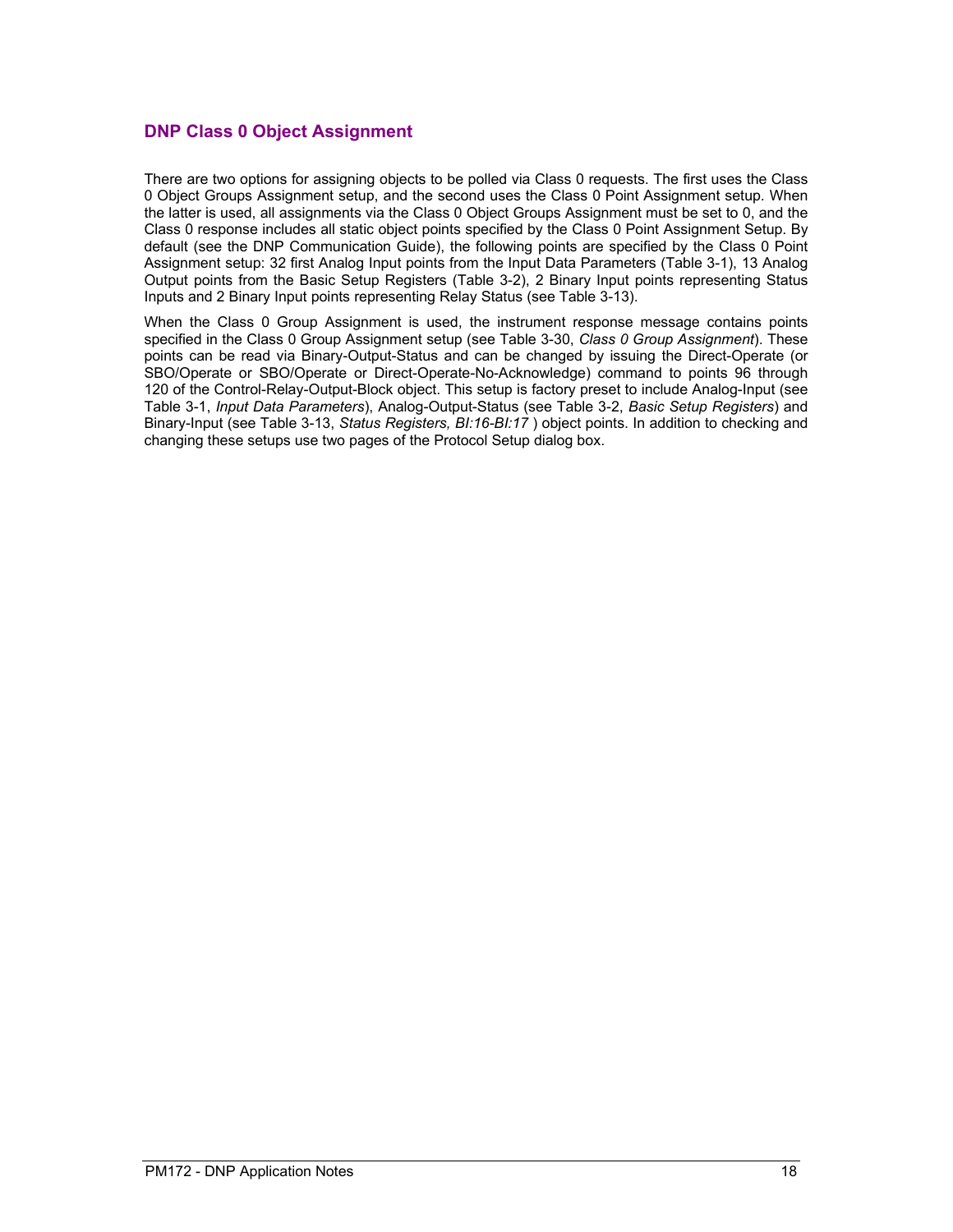## DNP Class 0 Object Assignment

There are two options for assigning objects to be polled via Class 0 requests. The first uses the Class 0 Object Groups Assignment setup, and the second uses the Class 0 Point Assignment setup. When the latter is used, all assignments via the Class 0 Object Groups Assignment must be set to 0, and the Class 0 response includes all static object points specified by the Class 0 Point Assignment Setup. By default (see the DNP Communication Guide), the following points are specified by the Class 0 Point Assignment setup: 32 first Analog Input points from the Input Data Parameters (Table 3-1), 13 Analog Output points from the Basic Setup Registers (Table 3-2), 2 Binary Input points representing Status Inputs and 2 Binary Input points representing Relay Status (see Table 3-13).

When the Class 0 Group Assignment is used, the instrument response message contains points specified in the Class 0 Group Assignment setup (see Table 3-30, *Class 0 Group Assignment*). These points can be read via Binary-Output-Status and can be changed by issuing the Direct-Operate (or SBO/Operate or SBO/Operate or Direct-Operate-No-Acknowledge) command to points 96 through 120 of the Control-Relay-Output-Block object. This setup is factory preset to include Analog-Input (see Table 3-1, *Input Data Parameters*), Analog-Output-Status (see Table 3-2, *Basic Setup Registers*) and Binary-Input (see Table 3-13, *Status Registers, BI:16-BI:17* ) object points. In addition to checking and changing these setups use two pages of the Protocol Setup dialog box.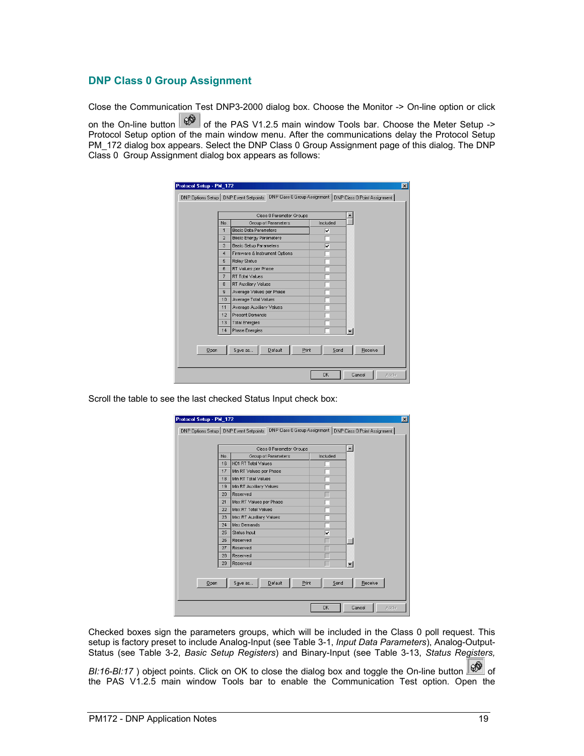## DNP Class 0 Group Assignment

Close the Communication Test DNP3-2000 dialog box. Choose the Monitor -> On-line option or click on the On-line button of the PAS V1.2.5 main window Tools bar. Choose the Meter Setup -> Protocol Setup option of the main window menu. After the communications delay the Protocol Setup PM_172 dialog box appears. Select the DNP Class 0 Group Assignment page of this dialog. The DNP Class 0 Group Assignment dialog box appears as follows:

Scroll the table to see the last checked Status Input check box:

Checked boxes sign the parameters groups, which will be included in the Class 0 poll request. This setup is factory preset to include Analog-Input (see Table 3-1, *Input Data Parameters*), Analog-Output-Status (see Table 3-2, *Basic Setup Registers*) and Binary-Input (see Table 3-13, *Status Registers, BI:16-BI:17* ) object points. Click on OK to close the dialog box and toggle the On-line button of the PAS V1.2.5 main window Tools bar to enable the Communication Test option. Open the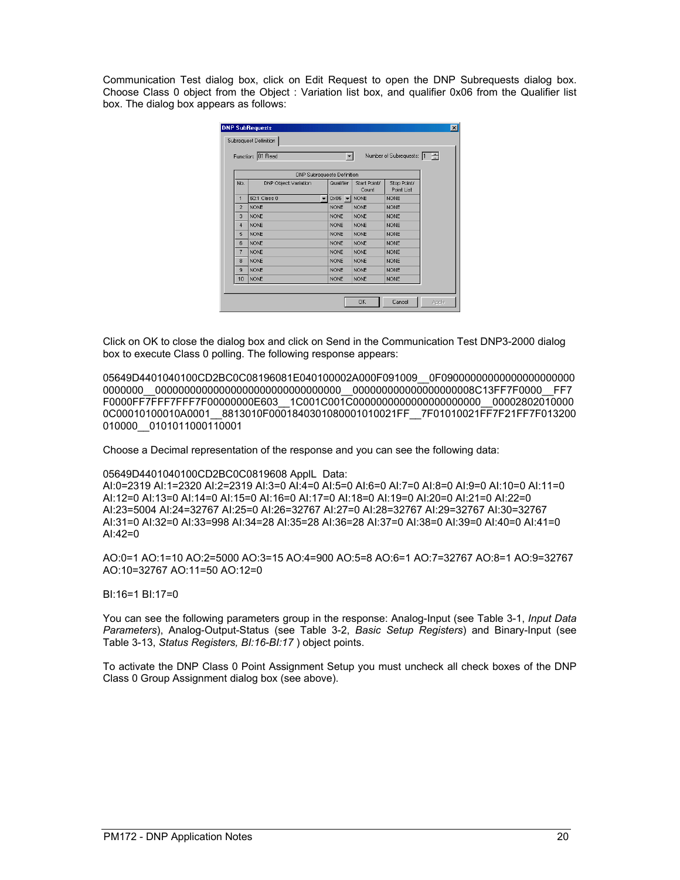Communication Test dialog box, click on Edit Request to open the DNP Subrequests dialog box. Choose Class 0 object from the Object : Variation list box, and qualifier 0x06 from the Qualifier list box. The dialog box appears as follows:

DNP SubRequests

Subrequest Definition

Function: 01 Read

Number of Subrequests: 1

DNP Subrequests Definition

| No. | DNP Object:Variation | Qualifier | Start Point/ Count | Stop Point/ Point List |
|---|---|---|---|---|
| 1 | 60:1 Class 0 | 0x06 | NONE | NONE |
| 2 | NONE | NONE | NONE | NONE |
| 3 | NONE | NONE | NONE | NONE |
| 4 | NONE | NONE | NONE | NONE |
| 5 | NONE | NONE | NONE | NONE |
| 6 | NONE | NONE | NONE | NONE |
| 7 | NONE | NONE | NONE | NONE |
| 8 | NONE | NONE | NONE | NONE |
| 9 | NONE | NONE | NONE | NONE |
| 10 | NONE | NONE | NONE | NONE |

OK Cancel Apply

Click on OK to close the dialog box and click on Send in the Communication Test DNP3-2000 dialog box to execute Class 0 polling. The following response appears:

05649D4401040100CD2BC0C08196081E040100002A000F091009__0F09000000000000000000000
0000000__000000000000000000000000000000000__00000000000000000008C13FF7F0000__FF7
F0000FF7FFF7FFF7F00000000E603__1C001C001C000000000000000000000000__00002802010000
0C00010100010A0001__8813010F0001840301080001010021FF__7F01010021FF7F21FF7F013200
010000__0101011000110001

Choose a Decimal representation of the response and you can see the following data:

05649D4401040100CD2BC0C0819608 ApplL Data:
AI:0=2319 AI:1=2320 AI:2=2319 AI:3=0 AI:4=0 AI:5=0 AI:6=0 AI:7=0 AI:8=0 AI:9=0 AI:10=0 AI:11=0 AI:12=0 AI:13=0 AI:14=0 AI:15=0 AI:16=0 AI:17=0 AI:18=0 AI:19=0 AI:20=0 AI:21=0 AI:22=0 AI:23=5004 AI:24=32767 AI:25=0 AI:26=32767 AI:27=0 AI:28=32767 AI:29=32767 AI:30=32767 AI:31=0 AI:32=0 AI:33=998 AI:34=28 AI:35=28 AI:36=28 AI:37=0 AI:38=0 AI:39=0 AI:40=0 AI:41=0 AI:42=0

AO:0=1 AO:1=10 AO:2=5000 AO:3=15 AO:4=900 AO:5=8 AO:6=1 AO:7=32767 AO:8=1 AO:9=32767 AO:10=32767 AO:11=50 AO:12=0

BI:16=1 BI:17=0

You can see the following parameters group in the response: Analog-Input (see Table 3-1, *Input Data Parameters*), Analog-Output-Status (see Table 3-2, *Basic Setup Registers*) and Binary-Input (see Table 3-13, *Status Registers, BI:16-BI:17* ) object points.

To activate the DNP Class 0 Point Assignment Setup you must uncheck all check boxes of the DNP Class 0 Group Assignment dialog box (see above).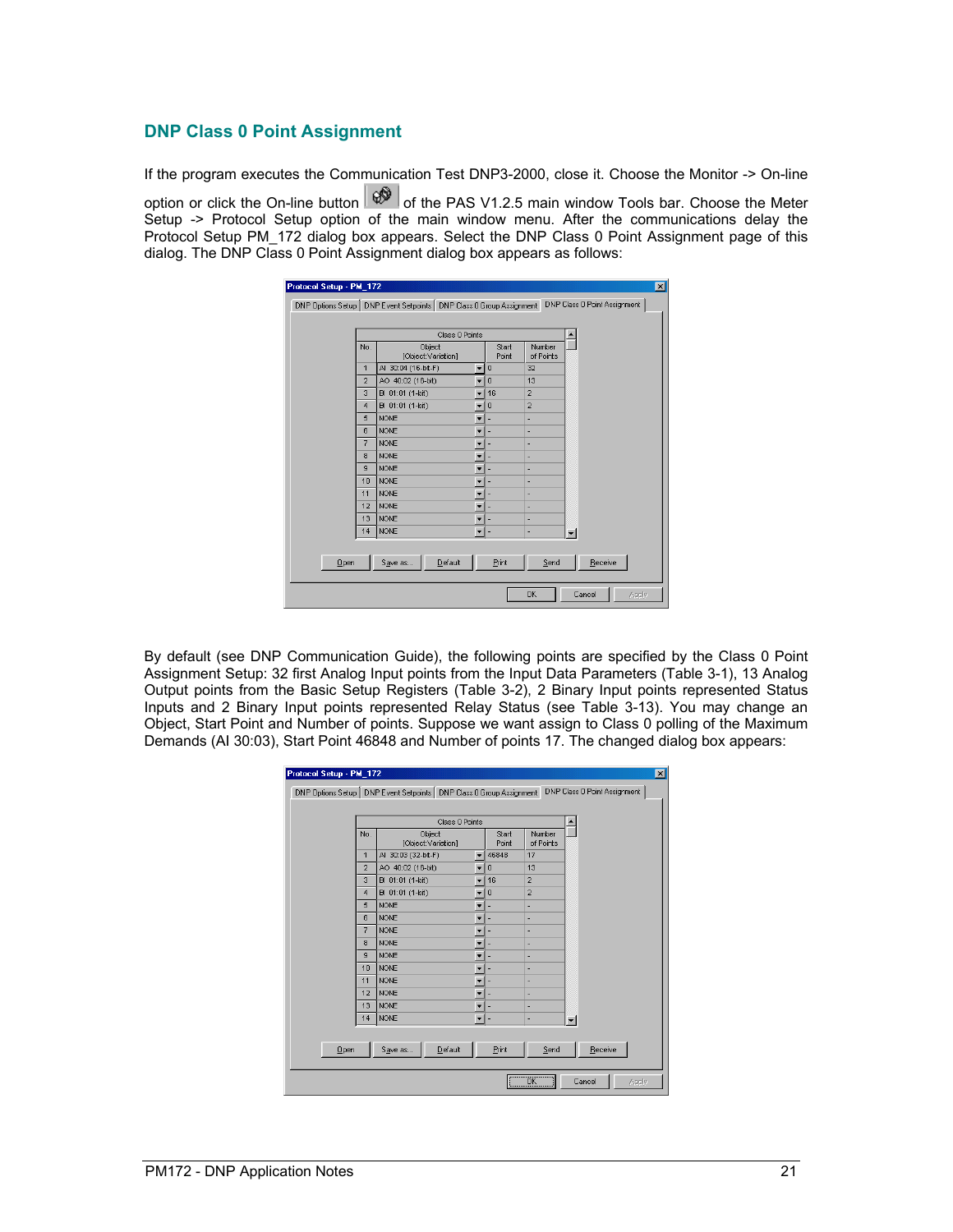## DNP Class 0 Point Assignment

If the program executes the Communication Test DNP3-2000, close it. Choose the Monitor -> On-line option or click the On-line button of the PAS V1.2.5 main window Tools bar. Choose the Meter Setup -> Protocol Setup option of the main window menu. After the communications delay the Protocol Setup PM_172 dialog box appears. Select the DNP Class 0 Point Assignment page of this dialog. The DNP Class 0 Point Assignment dialog box appears as follows:

Protocol Setup - PM_172

DNP Options Setup | DNP Event Setpoints | DNP Class 0 Group Assignment | DNP Class 0 Point Assignment

Class 0 Points

| No | Object [Object:Variation] | Start Point | Number of Points |
|---|---|---|---|
| 1 | AI 30:04 (16-bit-F) | 0 | 32 |
| 2 | AO 40:02 (16-bit) | 0 | 13 |
| 3 | BI 01:01 (1-bit) | 16 | 2 |
| 4 | BI 01:01 (1-bit) | 0 | 2 |
| 5 | NONE | - | - |
| 6 | NONE | - | - |
| 7 | NONE | - | - |
| 8 | NONE | - | - |
| 9 | NONE | - | - |
| 10 | NONE | - | - |
| 11 | NONE | - | - |
| 12 | NONE | - | - |
| 13 | NONE | - | - |
| 14 | NONE | - | - |

Open | Save as... | Default | Print | Send | Receive

OK | Cancel | Apply

By default (see DNP Communication Guide), the following points are specified by the Class 0 Point Assignment Setup: 32 first Analog Input points from the Input Data Parameters (Table 3-1), 13 Analog Output points from the Basic Setup Registers (Table 3-2), 2 Binary Input points represented Status Inputs and 2 Binary Input points represented Relay Status (see Table 3-13). You may change an Object, Start Point and Number of points. Suppose we want assign to Class 0 polling of the Maximum Demands (AI 30:03), Start Point 46848 and Number of points 17. The changed dialog box appears:

Protocol Setup - PM_172

DNP Options Setup | DNP Event Setpoints | DNP Class 0 Group Assignment | DNP Class 0 Point Assignment

Class 0 Points

| No | Object [Object:Variation] | Start Point | Number of Points |
|---|---|---|---|
| 1 | AI 30:03 (32-bit-F) | 46848 | 17 |
| 2 | AO 40:02 (16-bit) | 0 | 13 |
| 3 | BI 01:01 (1-bit) | 16 | 2 |
| 4 | BI 01:01 (1-bit) | 0 | 2 |
| 5 | NONE | - | - |
| 6 | NONE | - | - |
| 7 | NONE | - | - |
| 8 | NONE | - | - |
| 9 | NONE | - | - |
| 10 | NONE | - | - |
| 11 | NONE | - | - |
| 12 | NONE | - | - |
| 13 | NONE | - | - |
| 14 | NONE | - | - |

Open | Save as... | Default | Print | Send | Receive

OK | Cancel | Apply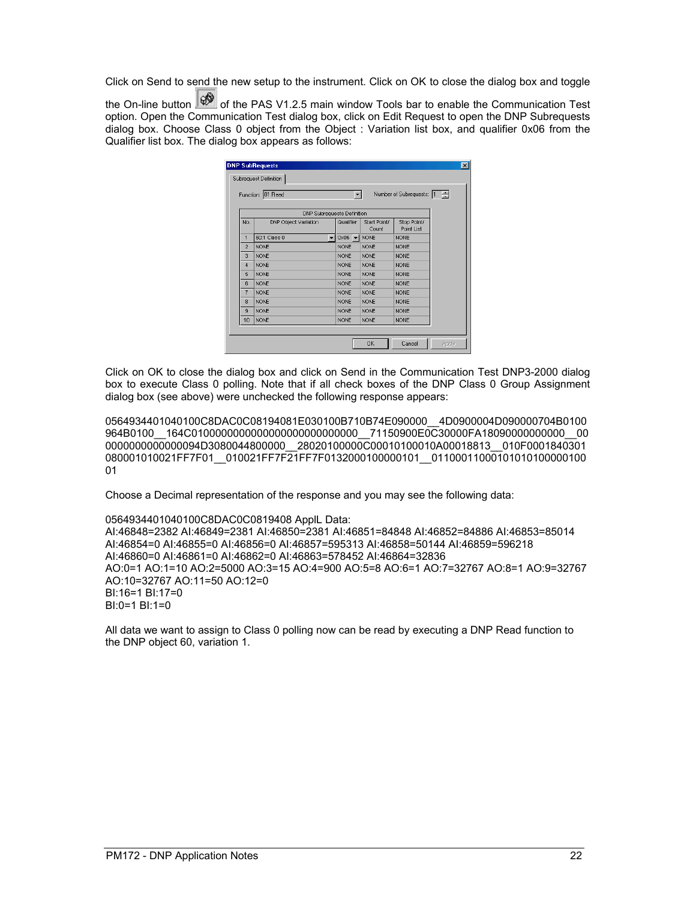Click on Send to send the new setup to the instrument. Click on OK to close the dialog box and toggle the On-line button of the PAS V1.2.5 main window Tools bar to enable the Communication Test option. Open the Communication Test dialog box, click on Edit Request to open the DNP Subrequests dialog box. Choose Class 0 object from the Object : Variation list box, and qualifier 0x06 from the Qualifier list box. The dialog box appears as follows:

DNP SubRequests

Subrequest Definition

Function: 01 Read    Number of Subrequests: 1

DNP Subrequests Definition

| No. | DNP Object Variation | Qualifier | Start Point/ Count | Stop Point/ Point List |
|---|---|---|---|---|
| 1 | 60:1 Class 0 | 0x06 | NONE | NONE |
| 2 | NONE | NONE | NONE | NONE |
| 3 | NONE | NONE | NONE | NONE |
| 4 | NONE | NONE | NONE | NONE |
| 5 | NONE | NONE | NONE | NONE |
| 6 | NONE | NONE | NONE | NONE |
| 7 | NONE | NONE | NONE | NONE |
| 8 | NONE | NONE | NONE | NONE |
| 9 | NONE | NONE | NONE | NONE |
| 10 | NONE | NONE | NONE | NONE |

OK    Cancel    Apply

Click on OK to close the dialog box and click on Send in the Communication Test DNP3-2000 dialog box to execute Class 0 polling. Note that if all check boxes of the DNP Class 0 Group Assignment dialog box (see above) were unchecked the following response appears:

0564934401040100C8DAC0C08194081E030100B710B74E090000__4D0900004D090000704B0100
964B0100__164C0100000000000000000000000000__71150900E0C30000FA18090000000000__00
00000000000000094D3080044800000__28020100000C00010100010A00018813__010F0001840301
080001010021FF7F01__010021FF7F21FF7F0132000100000101__011000110001010101000001​00
01

Choose a Decimal representation of the response and you may see the following data:

0564934401040100C8DAC0C0819408 ApplL Data:
AI:46848=2382 AI:46849=2381 AI:46850=2381 AI:46851=84848 AI:46852=84886 AI:46853=85014
AI:46854=0 AI:46855=0 AI:46856=0 AI:46857=595313 AI:46858=50144 AI:46859=596218
AI:46860=0 AI:46861=0 AI:46862=0 AI:46863=578452 AI:46864=32836
AO:0=1 AO:1=10 AO:2=5000 AO:3=15 AO:4=900 AO:5=8 AO:6=1 AO:7=32767 AO:8=1 AO:9=32767
AO:10=32767 AO:11=50 AO:12=0
BI:16=1 BI:17=0
BI:0=1 BI:1=0

All data we want to assign to Class 0 polling now can be read by executing a DNP Read function to the DNP object 60, variation 1.